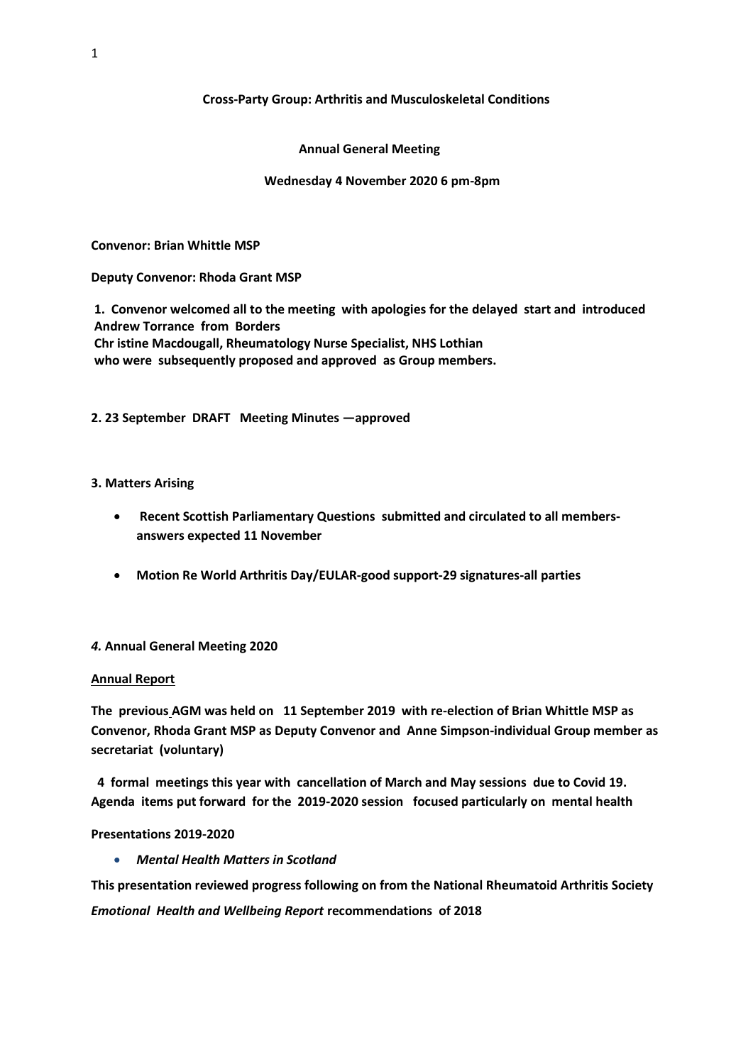**Cross-Party Group: Arthritis and Musculoskeletal Conditions**

**Annual General Meeting**

**Wednesday 4 November 2020 6 pm-8pm**

**Convenor: Brian Whittle MSP**

**Deputy Convenor: Rhoda Grant MSP**

**1. Convenor welcomed all to the meeting with apologies for the delayed start and introduced Andrew Torrance from Borders**
**Chr istine Macdougall, Rheumatology Nurse Specialist, NHS Lothian**
**who were subsequently proposed and approved as Group members.**

**2. 23 September DRAFT Meeting Minutes —approved**

**3. Matters Arising**

- **Recent Scottish Parliamentary Questions submitted and circulated to all members- answers expected 11 November**
- **Motion Re World Arthritis Day/EULAR-good support-29 signatures-all parties**

***4.* Annual General Meeting 2020**

**Annual Report**

**The previous AGM was held on 11 September 2019 with re-election of Brian Whittle MSP as Convenor, Rhoda Grant MSP as Deputy Convenor and Anne Simpson-individual Group member as secretariat (voluntary)**

**4 formal meetings this year with cancellation of March and May sessions due to Covid 19. Agenda items put forward for the 2019-2020 session focused particularly on mental health**

**Presentations 2019-2020**

- ***Mental Health Matters in Scotland***

**This presentation reviewed progress following on from the National Rheumatoid Arthritis Society *Emotional Health and Wellbeing Report* recommendations of 2018**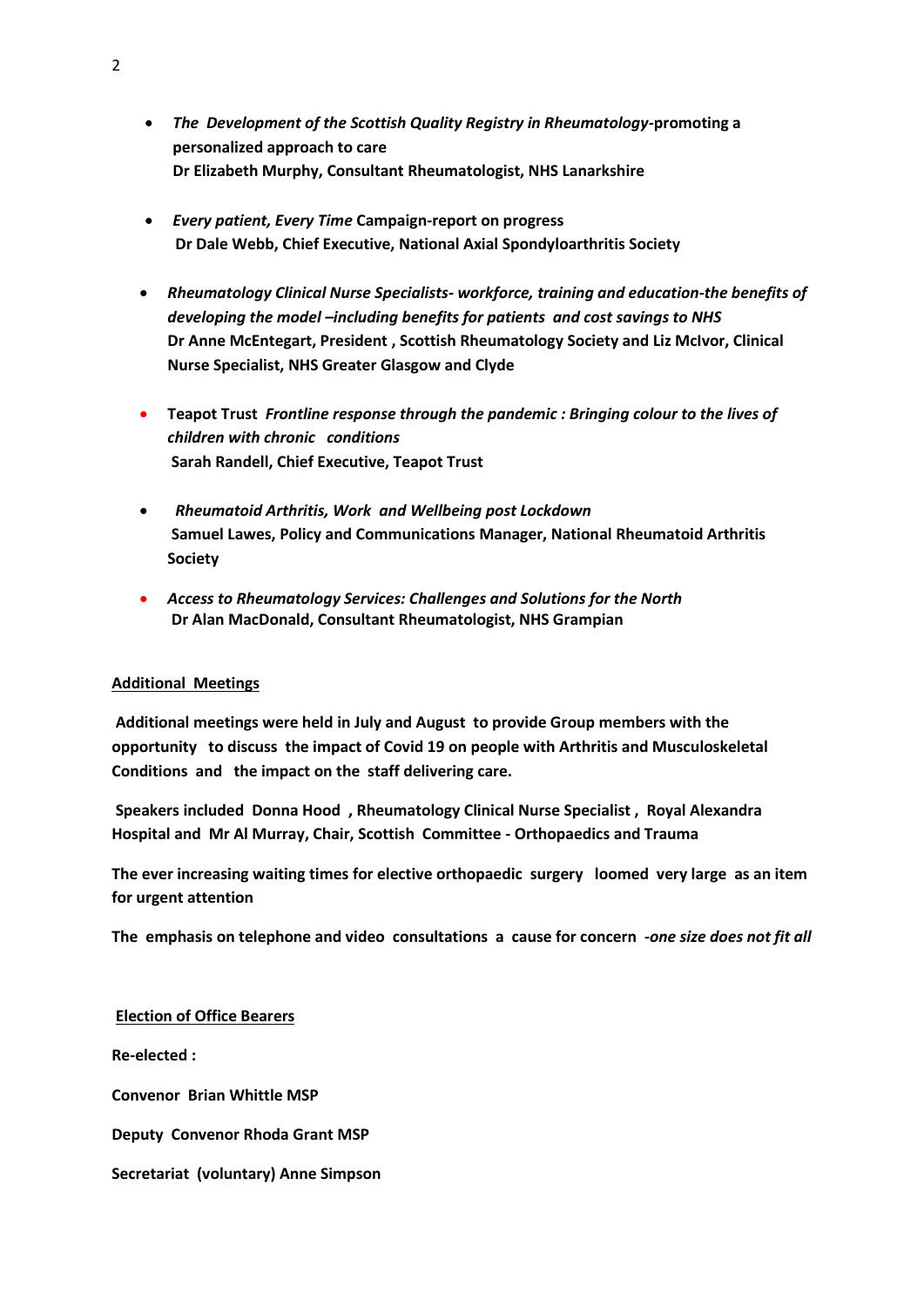- ***The Development of the Scottish Quality Registry in Rheumatology*-promoting a personalized approach to care**
  **Dr Elizabeth Murphy, Consultant Rheumatologist, NHS Lanarkshire**

- ***Every patient, Every Time* Campaign-report on progress**
  **Dr Dale Webb, Chief Executive, National Axial Spondyloarthritis Society**

- ***Rheumatology Clinical Nurse Specialists- workforce, training and education-the benefits of developing the model –including benefits for patients and cost savings to NHS***
  **Dr Anne McEntegart, President , Scottish Rheumatology Society and Liz McIvor, Clinical Nurse Specialist, NHS Greater Glasgow and Clyde**

- **Teapot Trust *Frontline response through the pandemic : Bringing colour to the lives of children with chronic conditions***
  **Sarah Randell, Chief Executive, Teapot Trust**

- ***Rheumatoid Arthritis, Work and Wellbeing post Lockdown***
  **Samuel Lawes, Policy and Communications Manager, National Rheumatoid Arthritis Society**

- ***Access to Rheumatology Services: Challenges and Solutions for the North***
  **Dr Alan MacDonald, Consultant Rheumatologist, NHS Grampian**

**Additional Meetings**

**Additional meetings were held in July and August to provide Group members with the opportunity to discuss the impact of Covid 19 on people with Arthritis and Musculoskeletal Conditions and the impact on the staff delivering care.**

**Speakers included Donna Hood , Rheumatology Clinical Nurse Specialist , Royal Alexandra Hospital and Mr Al Murray, Chair, Scottish Committee - Orthopaedics and Trauma**

**The ever increasing waiting times for elective orthopaedic surgery loomed very large as an item for urgent attention**

**The emphasis on telephone and video consultations a cause for concern -*one size does not fit all***

**Election of Office Bearers**

**Re-elected :**

**Convenor Brian Whittle MSP**

**Deputy Convenor Rhoda Grant MSP**

**Secretariat (voluntary) Anne Simpson**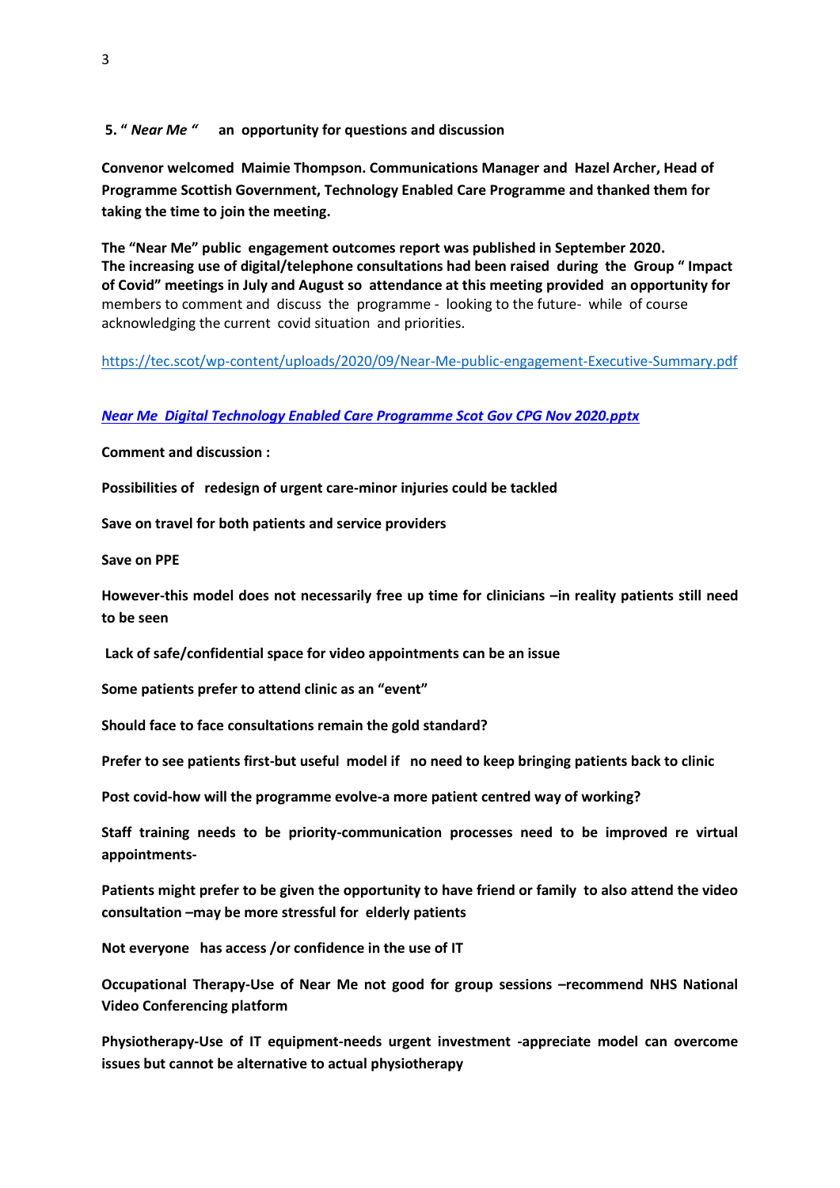**5. “ *Near Me* “ an opportunity for questions and discussion**

**Convenor welcomed Maimie Thompson. Communications Manager and Hazel Archer, Head of Programme Scottish Government, Technology Enabled Care Programme and thanked them for taking the time to join the meeting.**

**The “Near Me” public engagement outcomes report was published in September 2020. The increasing use of digital/telephone consultations had been raised during the Group “ Impact of Covid” meetings in July and August so attendance at this meeting provided an opportunity for** members to comment and discuss the programme - looking to the future- while of course acknowledging the current covid situation and priorities.

https://tec.scot/wp-content/uploads/2020/09/Near-Me-public-engagement-Executive-Summary.pdf

***Near Me Digital Technology Enabled Care Programme Scot Gov CPG Nov 2020.pptx***

**Comment and discussion :**

**Possibilities of redesign of urgent care-minor injuries could be tackled**

**Save on travel for both patients and service providers**

**Save on PPE**

**However-this model does not necessarily free up time for clinicians –in reality patients still need to be seen**

**Lack of safe/confidential space for video appointments can be an issue**

**Some patients prefer to attend clinic as an “event”**

**Should face to face consultations remain the gold standard?**

**Prefer to see patients first-but useful model if no need to keep bringing patients back to clinic**

**Post covid-how will the programme evolve-a more patient centred way of working?**

**Staff training needs to be priority-communication processes need to be improved re virtual appointments-**

**Patients might prefer to be given the opportunity to have friend or family to also attend the video consultation –may be more stressful for elderly patients**

**Not everyone has access /or confidence in the use of IT**

**Occupational Therapy-Use of Near Me not good for group sessions –recommend NHS National Video Conferencing platform**

**Physiotherapy-Use of IT equipment-needs urgent investment -appreciate model can overcome issues but cannot be alternative to actual physiotherapy**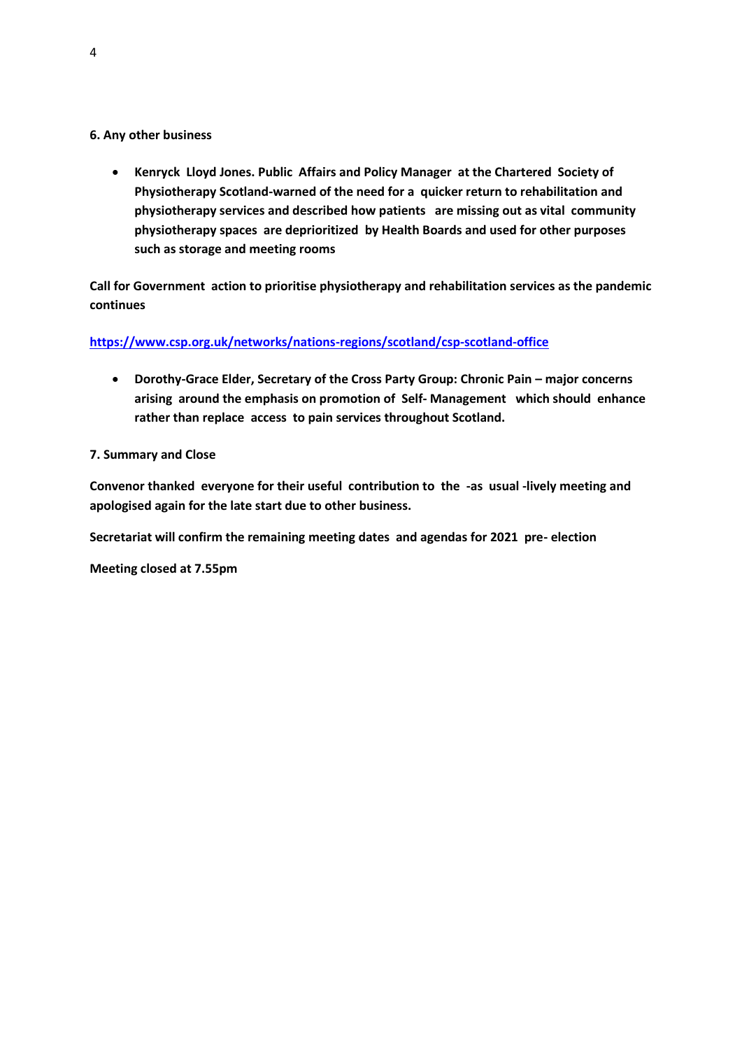**6. Any other business**

- **Kenryck Lloyd Jones. Public Affairs and Policy Manager at the Chartered Society of Physiotherapy Scotland-warned of the need for a quicker return to rehabilitation and physiotherapy services and described how patients are missing out as vital community physiotherapy spaces are deprioritized by Health Boards and used for other purposes such as storage and meeting rooms**

**Call for Government action to prioritise physiotherapy and rehabilitation services as the pandemic continues**

**https://www.csp.org.uk/networks/nations-regions/scotland/csp-scotland-office**

- **Dorothy-Grace Elder, Secretary of the Cross Party Group: Chronic Pain – major concerns arising around the emphasis on promotion of Self- Management which should enhance rather than replace access to pain services throughout Scotland.**

**7. Summary and Close**

**Convenor thanked everyone for their useful contribution to the -as usual -lively meeting and apologised again for the late start due to other business.**

**Secretariat will confirm the remaining meeting dates and agendas for 2021 pre- election**

**Meeting closed at 7.55pm**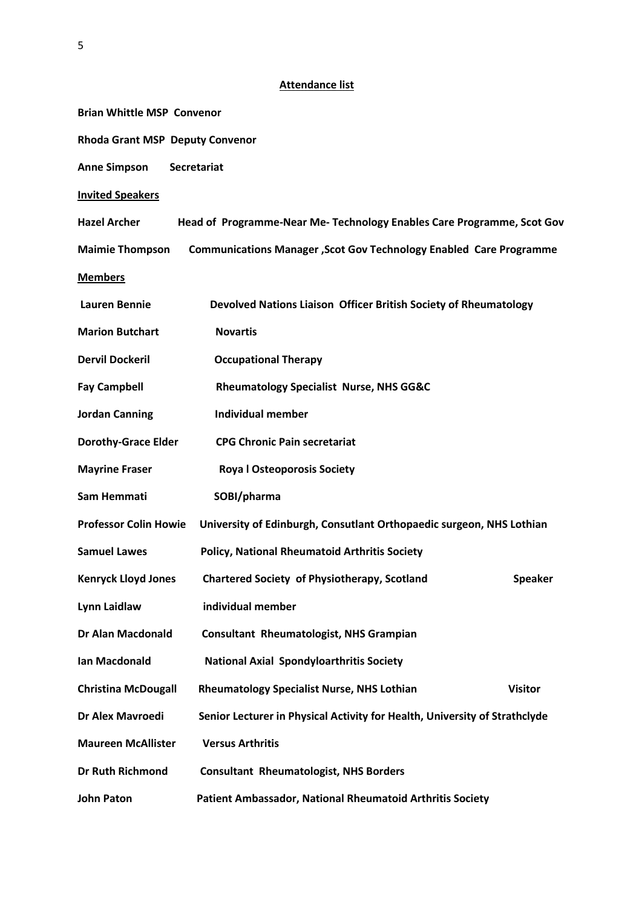**Attendance list**

**Brian Whittle MSP Convenor**

**Rhoda Grant MSP Deputy Convenor**

**Anne Simpson Secretariat**

**Invited Speakers**

**Hazel Archer Head of Programme-Near Me- Technology Enables Care Programme, Scot Gov**

**Maimie Thompson Communications Manager ,Scot Gov Technology Enabled Care Programme**

**Members**

| | | |
|---|---|---|
| **Lauren Bennie** | **Devolved Nations Liaison Officer British Society of Rheumatology** | |
| **Marion Butchart** | **Novartis** | |
| **Dervil Dockeril** | **Occupational Therapy** | |
| **Fay Campbell** | **Rheumatology Specialist Nurse, NHS GG&C** | |
| **Jordan Canning** | **Individual member** | |
| **Dorothy-Grace Elder** | **CPG Chronic Pain secretariat** | |
| **Mayrine Fraser** | **Roya l Osteoporosis Society** | |
| **Sam Hemmati** | **SOBI/pharma** | |
| **Professor Colin Howie** | **University of Edinburgh, Consutlant Orthopaedic surgeon, NHS Lothian** | |
| **Samuel Lawes** | **Policy, National Rheumatoid Arthritis Society** | |
| **Kenryck Lloyd Jones** | **Chartered Society of Physiotherapy, Scotland** | **Speaker** |
| **Lynn Laidlaw** | **individual member** | |
| **Dr Alan Macdonald** | **Consultant Rheumatologist, NHS Grampian** | |
| **Ian Macdonald** | **National Axial Spondyloarthritis Society** | |
| **Christina McDougall** | **Rheumatology Specialist Nurse, NHS Lothian** | **Visitor** |
| **Dr Alex Mavroedi** | **Senior Lecturer in Physical Activity for Health, University of Strathclyde** | |
| **Maureen McAllister** | **Versus Arthritis** | |
| **Dr Ruth Richmond** | **Consultant Rheumatologist, NHS Borders** | |
| **John Paton** | **Patient Ambassador, National Rheumatoid Arthritis Society** | |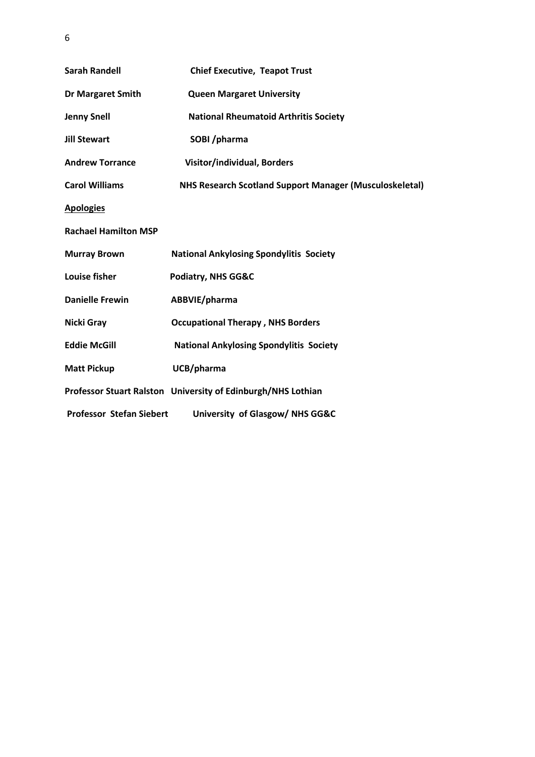| | |
|---|---|
| **Sarah Randell** | **Chief Executive, Teapot Trust** |
| **Dr Margaret Smith** | **Queen Margaret University** |
| **Jenny Snell** | **National Rheumatoid Arthritis Society** |
| **Jill Stewart** | **SOBI /pharma** |
| **Andrew Torrance** | **Visitor/individual, Borders** |
| **Carol Williams** | **NHS Research Scotland Support Manager (Musculoskeletal)** |

**Apologies**

| | |
|---|---|
| **Rachael Hamilton MSP** | |
| **Murray Brown** | **National Ankylosing Spondylitis Society** |
| **Louise fisher** | **Podiatry, NHS GG&C** |
| **Danielle Frewin** | **ABBVIE/pharma** |
| **Nicki Gray** | **Occupational Therapy , NHS Borders** |
| **Eddie McGill** | **National Ankylosing Spondylitis Society** |
| **Matt Pickup** | **UCB/pharma** |
| **Professor Stuart Ralston** | **University of Edinburgh/NHS Lothian** |
| **Professor Stefan Siebert** | **University of Glasgow/ NHS GG&C** |